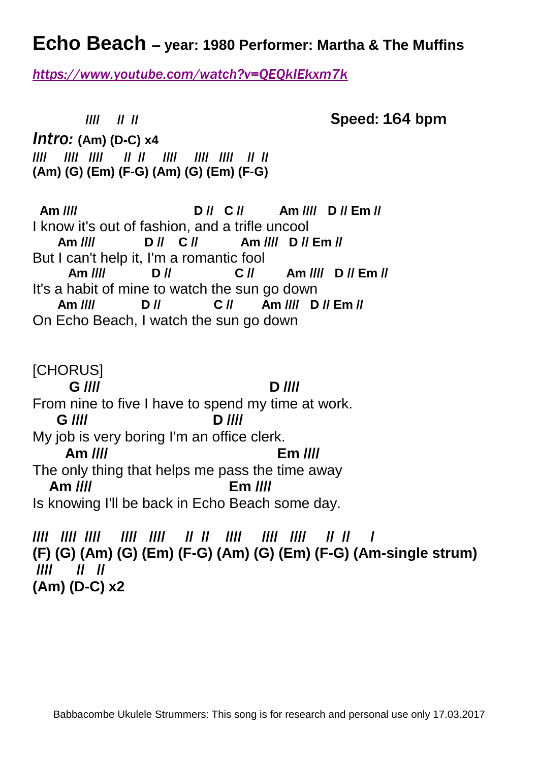# Echo Beach – year: 1980 Performer: Martha & The Muffins

*https://www.youtube.com/watch?v=QEQkIEkxm7k*

```
       ////    // //                              Speed: 164 bpm
Intro: (Am) (D-C) x4
////   ////  ////   // //   ////   ////  ////  // //
(Am) (G) (Em) (F-G) (Am) (G) (Em) (F-G)

 Am ////                        D //  C //      Am ////  D // Em //
I know it's out of fashion, and a trifle uncool
    Am ////          D //   C //       Am ////  D // Em //
But I can't help it, I'm a romantic fool
      Am ////        D //            C //      Am ////  D // Em //
It's a habit of mine to watch the sun go down
    Am ////         D //          C //     Am ////  D // Em //
On Echo Beach, I watch the sun go down
```

[CHORUS]

```
     G ////                                 D ////
From nine to five I have to spend my time at work.
   G ////                        D ////
My job is very boring I'm an office clerk.
     Am ////                               Em ////
The only thing that helps me pass the time away
  Am ////                          Em ////
Is knowing I'll be back in Echo Beach some day.

////  ////  ////   ////  ////   // //   ////    ////  ////   // //    /
(F) (G) (Am) (G) (Em) (F-G) (Am) (G) (Em) (F-G) (Am-single strum)
 ////    //  //
(Am) (D-C) x2
```

Babbacombe Ukulele Strummers: This song is for research and personal use only 17.03.2017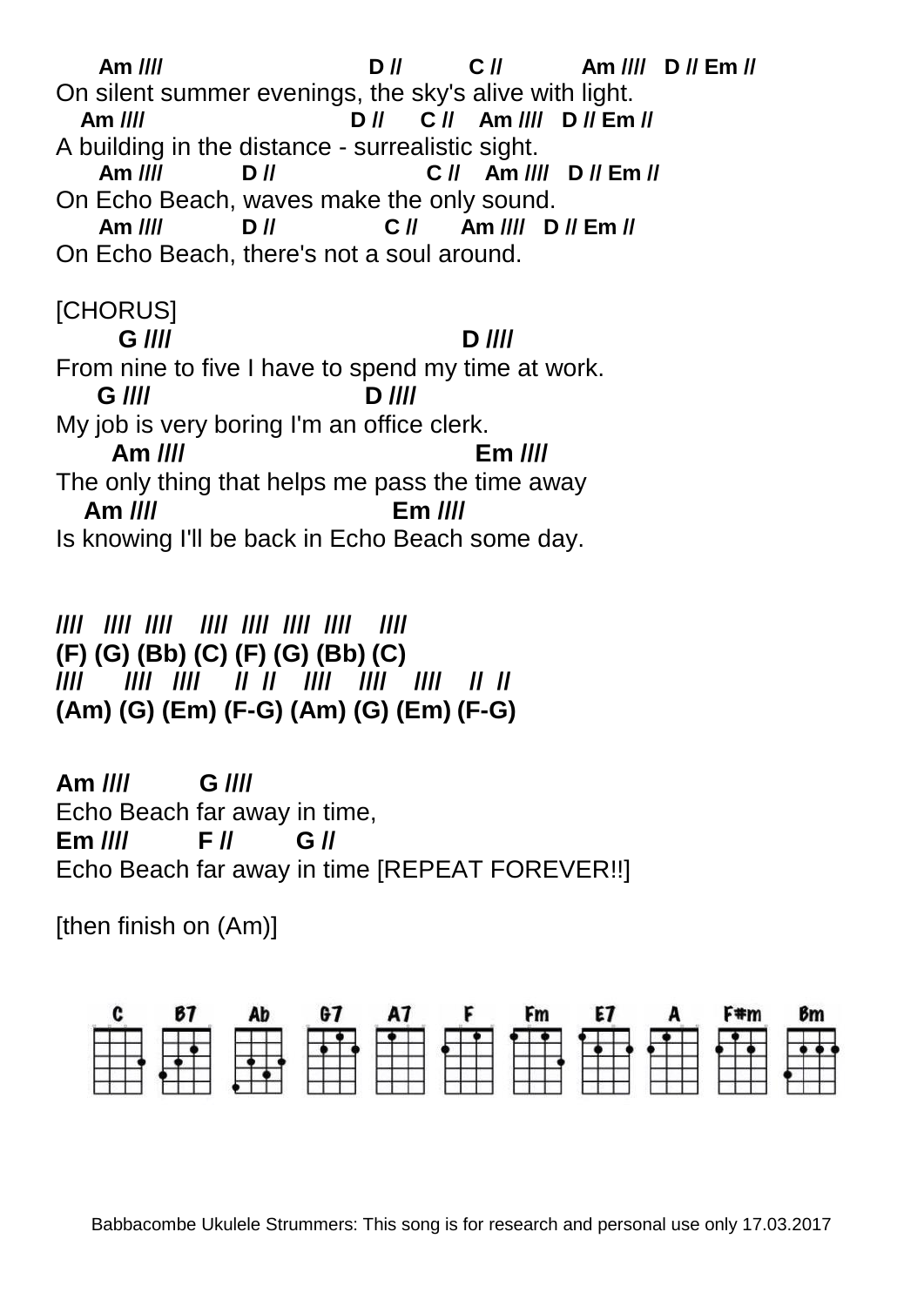**Am ////** **D //** **C //** **Am //// D // Em //**
On silent summer evenings, the sky's alive with light.
**Am ////** **D //** **C //** **Am //// D // Em //**
A building in the distance - surrealistic sight.
**Am ////** **D //** **C //** **Am //// D // Em //**
On Echo Beach, waves make the only sound.
**Am ////** **D //** **C //** **Am //// D // Em //**
On Echo Beach, there's not a soul around.

[CHORUS]
**G ////** **D ////**
From nine to five I have to spend my time at work.
**G ////** **D ////**
My job is very boring I'm an office clerk.
**Am ////** **Em ////**
The only thing that helps me pass the time away
**Am ////** **Em ////**
Is knowing I'll be back in Echo Beach some day.

***//// //// //// //// //// //// //// ////***
**(F) (G) (Bb) (C) (F) (G) (Bb) (C)**
***//// //// //// // // //// //// //// // //***
**(Am) (G) (Em) (F-G) (Am) (G) (Em) (F-G)**

**Am ////** **G ////**
Echo Beach far away in time,
**Em ////** **F //** **G //**
Echo Beach far away in time [REPEAT FOREVER!!]

[then finish on (Am)]

C B7 Ab G7 A7 F Fm E7 A F#m Bm

Babbacombe Ukulele Strummers: This song is for research and personal use only 17.03.2017